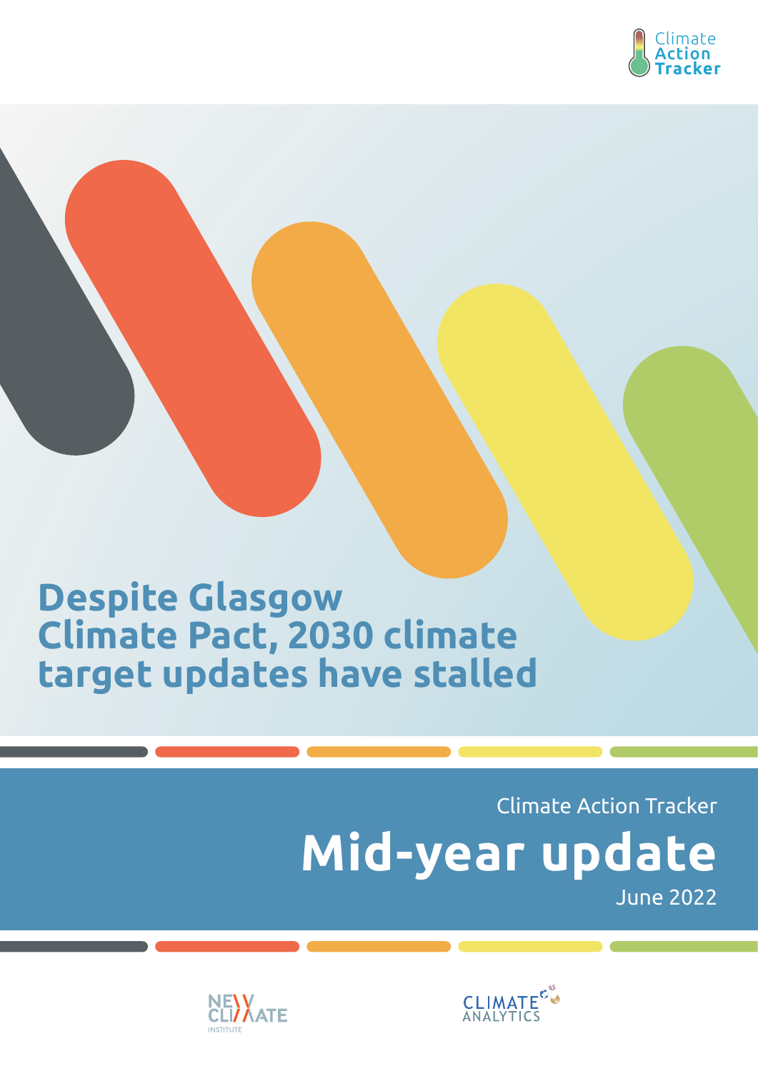Climate Action Tracker

# Despite Glasgow Climate Pact, 2030 climate target updates have stalled

Climate Action Tracker

## Mid-year update

June 2022

NEW CLIMATE INSTITUTE

CLIMATE ANALYTICS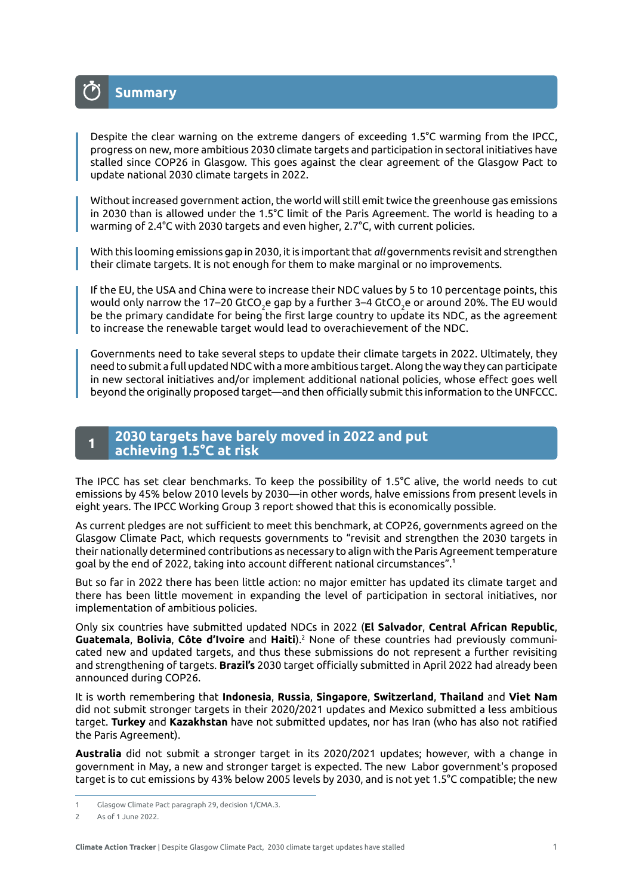## Summary

Despite the clear warning on the extreme dangers of exceeding 1.5°C warming from the IPCC, progress on new, more ambitious 2030 climate targets and participation in sectoral initiatives have stalled since COP26 in Glasgow. This goes against the clear agreement of the Glasgow Pact to update national 2030 climate targets in 2022.

Without increased government action, the world will still emit twice the greenhouse gas emissions in 2030 than is allowed under the 1.5°C limit of the Paris Agreement. The world is heading to a warming of 2.4°C with 2030 targets and even higher, 2.7°C, with current policies.

With this looming emissions gap in 2030, it is important that *all* governments revisit and strengthen their climate targets. It is not enough for them to make marginal or no improvements.

If the EU, the USA and China were to increase their NDC values by 5 to 10 percentage points, this would only narrow the 17–20 $GtCO_2e$ gap by a further 3–4 $GtCO_2e$ or around 20%. The EU would be the primary candidate for being the first large country to update its NDC, as the agreement to increase the renewable target would lead to overachievement of the NDC.

Governments need to take several steps to update their climate targets in 2022. Ultimately, they need to submit a full updated NDC with a more ambitious target. Along the way they can participate in new sectoral initiatives and/or implement additional national policies, whose effect goes well beyond the originally proposed target—and then officially submit this information to the UNFCCC.

## 1 2030 targets have barely moved in 2022 and put achieving 1.5°C at risk

The IPCC has set clear benchmarks. To keep the possibility of 1.5°C alive, the world needs to cut emissions by 45% below 2010 levels by 2030—in other words, halve emissions from present levels in eight years. The IPCC Working Group 3 report showed that this is economically possible.

As current pledges are not sufficient to meet this benchmark, at COP26, governments agreed on the Glasgow Climate Pact, which requests governments to "revisit and strengthen the 2030 targets in their nationally determined contributions as necessary to align with the Paris Agreement temperature goal by the end of 2022, taking into account different national circumstances".[1]

But so far in 2022 there has been little action: no major emitter has updated its climate target and there has been little movement in expanding the level of participation in sectoral initiatives, nor implementation of ambitious policies.

Only six countries have submitted updated NDCs in 2022 (**El Salvador**, **Central African Republic**, **Guatemala**, **Bolivia**, **Côte d'Ivoire** and **Haiti**).[2] None of these countries had previously communicated new and updated targets, and thus these submissions do not represent a further revisiting and strengthening of targets. **Brazil's** 2030 target officially submitted in April 2022 had already been announced during COP26.

It is worth remembering that **Indonesia**, **Russia**, **Singapore**, **Switzerland**, **Thailand** and **Viet Nam** did not submit stronger targets in their 2020/2021 updates and Mexico submitted a less ambitious target. **Turkey** and **Kazakhstan** have not submitted updates, nor has Iran (who has also not ratified the Paris Agreement).

**Australia** did not submit a stronger target in its 2020/2021 updates; however, with a change in government in May, a new and stronger target is expected. The new Labor government's proposed target is to cut emissions by 43% below 2005 levels by 2030, and is not yet 1.5°C compatible; the new

1 Glasgow Climate Pact paragraph 29, decision 1/CMA.3.

2 As of 1 June 2022.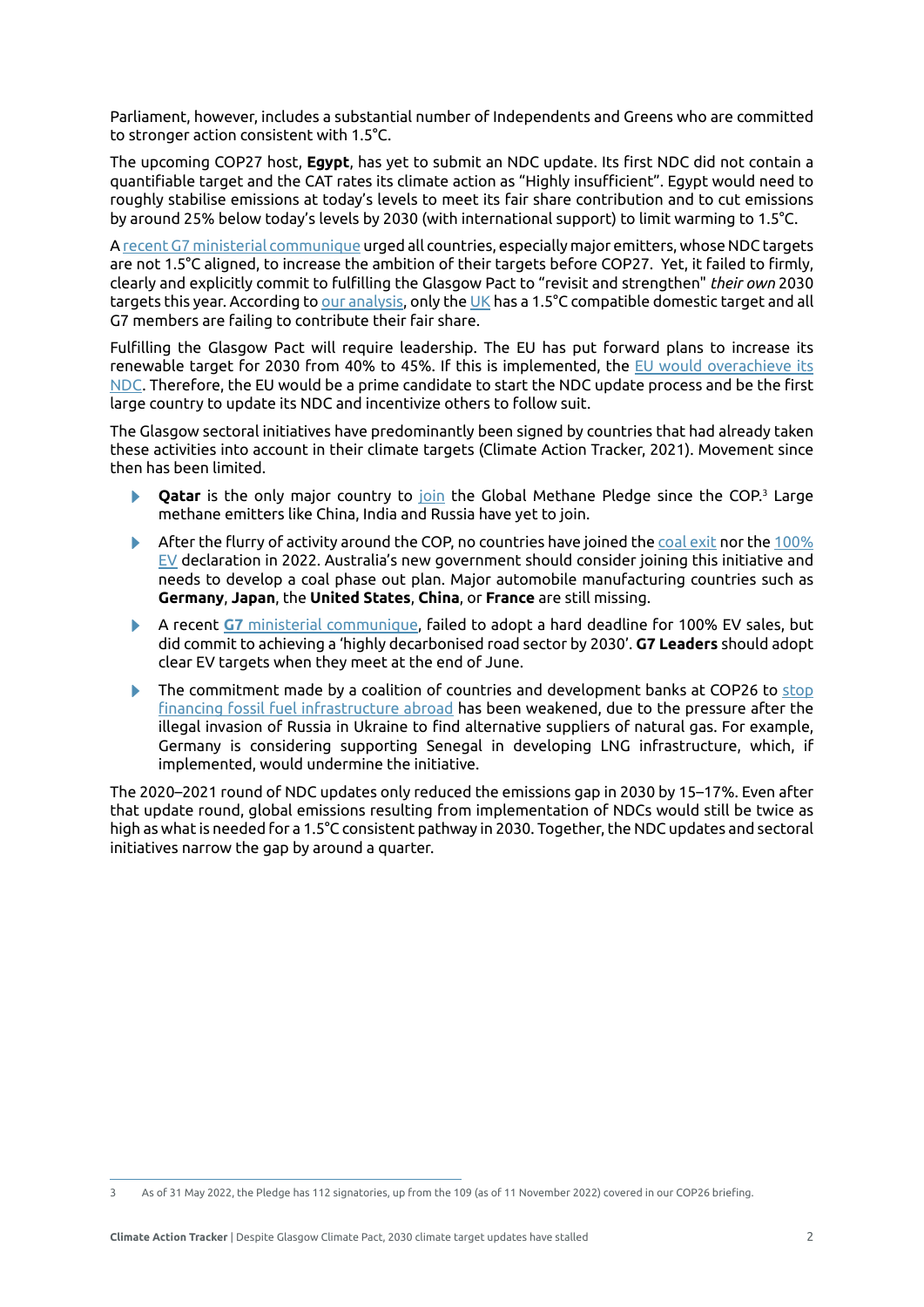Parliament, however, includes a substantial number of Independents and Greens who are committed to stronger action consistent with 1.5°C.

The upcoming COP27 host, **Egypt**, has yet to submit an NDC update. Its first NDC did not contain a quantifiable target and the CAT rates its climate action as "Highly insufficient". Egypt would need to roughly stabilise emissions at today's levels to meet its fair share contribution and to cut emissions by around 25% below today's levels by 2030 (with international support) to limit warming to 1.5°C.

A recent G7 ministerial communique urged all countries, especially major emitters, whose NDC targets are not 1.5°C aligned, to increase the ambition of their targets before COP27. Yet, it failed to firmly, clearly and explicitly commit to fulfilling the Glasgow Pact to "revisit and strengthen" *their own* 2030 targets this year. According to our analysis, only the UK has a 1.5°C compatible domestic target and all G7 members are failing to contribute their fair share.

Fulfilling the Glasgow Pact will require leadership. The EU has put forward plans to increase its renewable target for 2030 from 40% to 45%. If this is implemented, the EU would overachieve its NDC. Therefore, the EU would be a prime candidate to start the NDC update process and be the first large country to update its NDC and incentivize others to follow suit.

The Glasgow sectoral initiatives have predominantly been signed by countries that had already taken these activities into account in their climate targets (Climate Action Tracker, 2021). Movement since then has been limited.

- **Qatar** is the only major country to join the Global Methane Pledge since the COP.[3] Large methane emitters like China, India and Russia have yet to join.
- After the flurry of activity around the COP, no countries have joined the coal exit nor the 100% EV declaration in 2022. Australia's new government should consider joining this initiative and needs to develop a coal phase out plan. Major automobile manufacturing countries such as **Germany**, **Japan**, the **United States**, **China**, or **France** are still missing.
- A recent **G7** ministerial communique, failed to adopt a hard deadline for 100% EV sales, but did commit to achieving a 'highly decarbonised road sector by 2030'. **G7 Leaders** should adopt clear EV targets when they meet at the end of June.
- The commitment made by a coalition of countries and development banks at COP26 to stop financing fossil fuel infrastructure abroad has been weakened, due to the pressure after the illegal invasion of Russia in Ukraine to find alternative suppliers of natural gas. For example, Germany is considering supporting Senegal in developing LNG infrastructure, which, if implemented, would undermine the initiative.

The 2020–2021 round of NDC updates only reduced the emissions gap in 2030 by 15–17%. Even after that update round, global emissions resulting from implementation of NDCs would still be twice as high as what is needed for a 1.5°C consistent pathway in 2030. Together, the NDC updates and sectoral initiatives narrow the gap by around a quarter.

---

[3] As of 31 May 2022, the Pledge has 112 signatories, up from the 109 (as of 11 November 2022) covered in our COP26 briefing.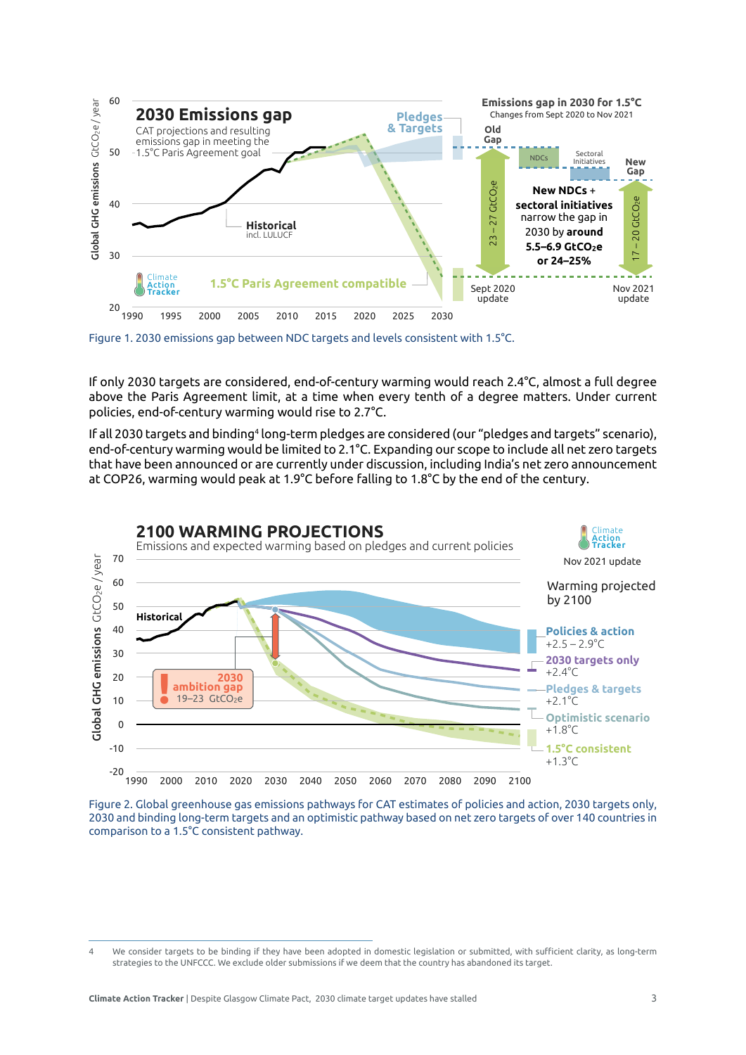Figure 1. 2030 emissions gap between NDC targets and levels consistent with 1.5°C.

If only 2030 targets are considered, end-of-century warming would reach 2.4°C, almost a full degree above the Paris Agreement limit, at a time when every tenth of a degree matters. Under current policies, end-of-century warming would rise to 2.7°C.

If all 2030 targets and binding[4] long-term pledges are considered (our "pledges and targets" scenario), end-of-century warming would be limited to 2.1°C. Expanding our scope to include all net zero targets that have been announced or are currently under discussion, including India's net zero announcement at COP26, warming would peak at 1.9°C before falling to 1.8°C by the end of the century.

Figure 2. Global greenhouse gas emissions pathways for CAT estimates of policies and action, 2030 targets only, 2030 and binding long-term targets and an optimistic pathway based on net zero targets of over 140 countries in comparison to a 1.5°C consistent pathway.

4 We consider targets to be binding if they have been adopted in domestic legislation or submitted, with sufficient clarity, as long-term strategies to the UNFCCC. We exclude older submissions if we deem that the country has abandoned its target.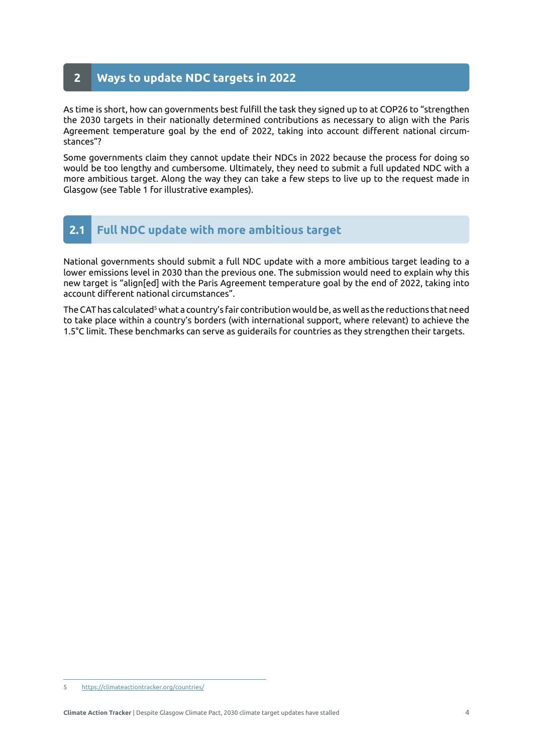## 2 Ways to update NDC targets in 2022

As time is short, how can governments best fulfill the task they signed up to at COP26 to "strengthen the 2030 targets in their nationally determined contributions as necessary to align with the Paris Agreement temperature goal by the end of 2022, taking into account different national circumstances"?

Some governments claim they cannot update their NDCs in 2022 because the process for doing so would be too lengthy and cumbersome. Ultimately, they need to submit a full updated NDC with a more ambitious target. Along the way they can take a few steps to live up to the request made in Glasgow (see Table 1 for illustrative examples).

### 2.1 Full NDC update with more ambitious target

National governments should submit a full NDC update with a more ambitious target leading to a lower emissions level in 2030 than the previous one. The submission would need to explain why this new target is "align[ed] with the Paris Agreement temperature goal by the end of 2022, taking into account different national circumstances".

The CAT has calculated[5] what a country's fair contribution would be, as well as the reductions that need to take place within a country's borders (with international support, where relevant) to achieve the 1.5°C limit. These benchmarks can serve as guiderails for countries as they strengthen their targets.

---

5 https://climateactiontracker.org/countries/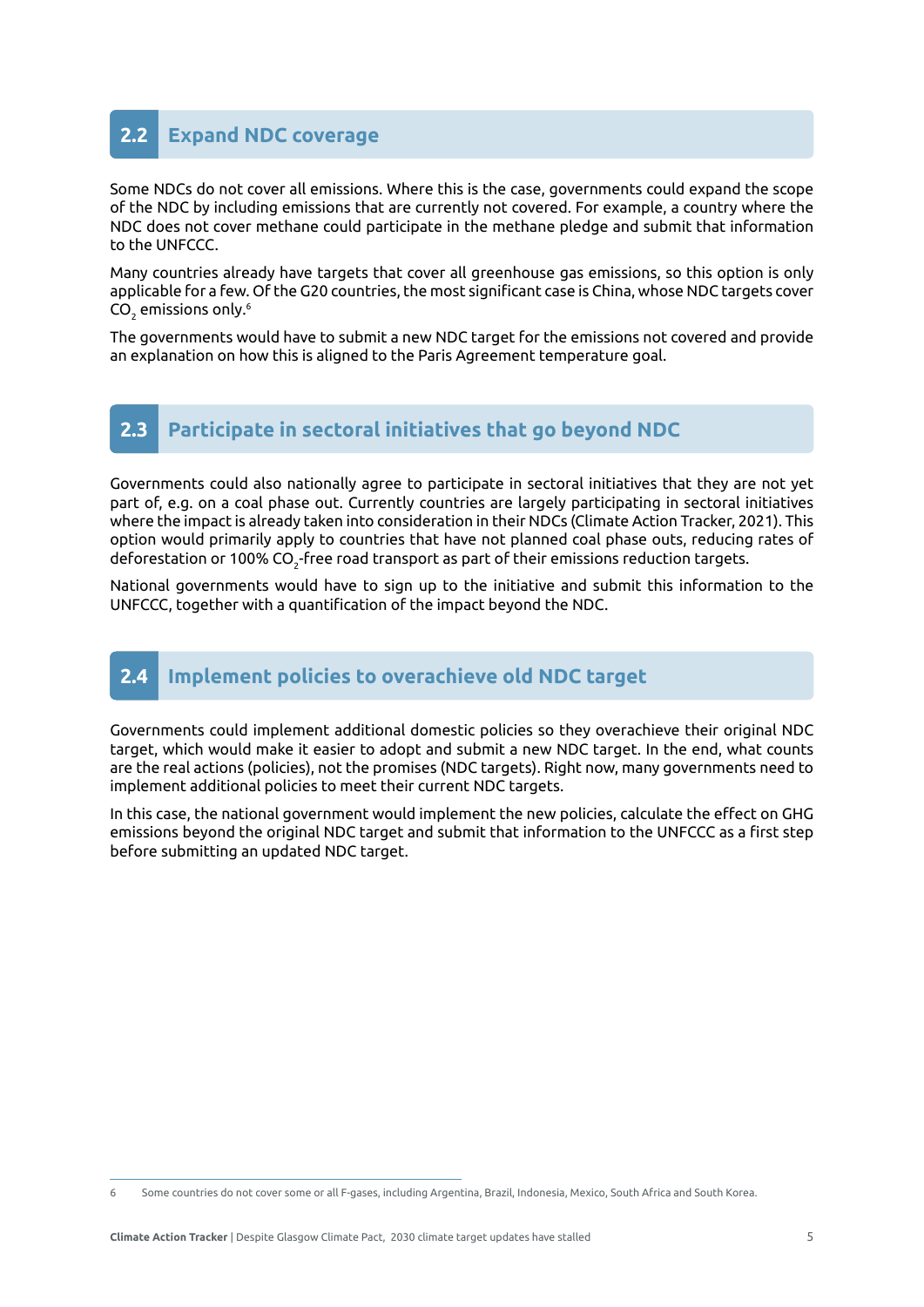## 2.2 Expand NDC coverage

Some NDCs do not cover all emissions. Where this is the case, governments could expand the scope of the NDC by including emissions that are currently not covered. For example, a country where the NDC does not cover methane could participate in the methane pledge and submit that information to the UNFCCC.

Many countries already have targets that cover all greenhouse gas emissions, so this option is only applicable for a few. Of the G20 countries, the most significant case is China, whose NDC targets cover $CO_2$ emissions only.[6]

The governments would have to submit a new NDC target for the emissions not covered and provide an explanation on how this is aligned to the Paris Agreement temperature goal.

## 2.3 Participate in sectoral initiatives that go beyond NDC

Governments could also nationally agree to participate in sectoral initiatives that they are not yet part of, e.g. on a coal phase out. Currently countries are largely participating in sectoral initiatives where the impact is already taken into consideration in their NDCs (Climate Action Tracker, 2021). This option would primarily apply to countries that have not planned coal phase outs, reducing rates of deforestation or 100% $CO_2$-free road transport as part of their emissions reduction targets.

National governments would have to sign up to the initiative and submit this information to the UNFCCC, together with a quantification of the impact beyond the NDC.

## 2.4 Implement policies to overachieve old NDC target

Governments could implement additional domestic policies so they overachieve their original NDC target, which would make it easier to adopt and submit a new NDC target. In the end, what counts are the real actions (policies), not the promises (NDC targets). Right now, many governments need to implement additional policies to meet their current NDC targets.

In this case, the national government would implement the new policies, calculate the effect on GHG emissions beyond the original NDC target and submit that information to the UNFCCC as a first step before submitting an updated NDC target.

---

6 Some countries do not cover some or all F-gases, including Argentina, Brazil, Indonesia, Mexico, South Africa and South Korea.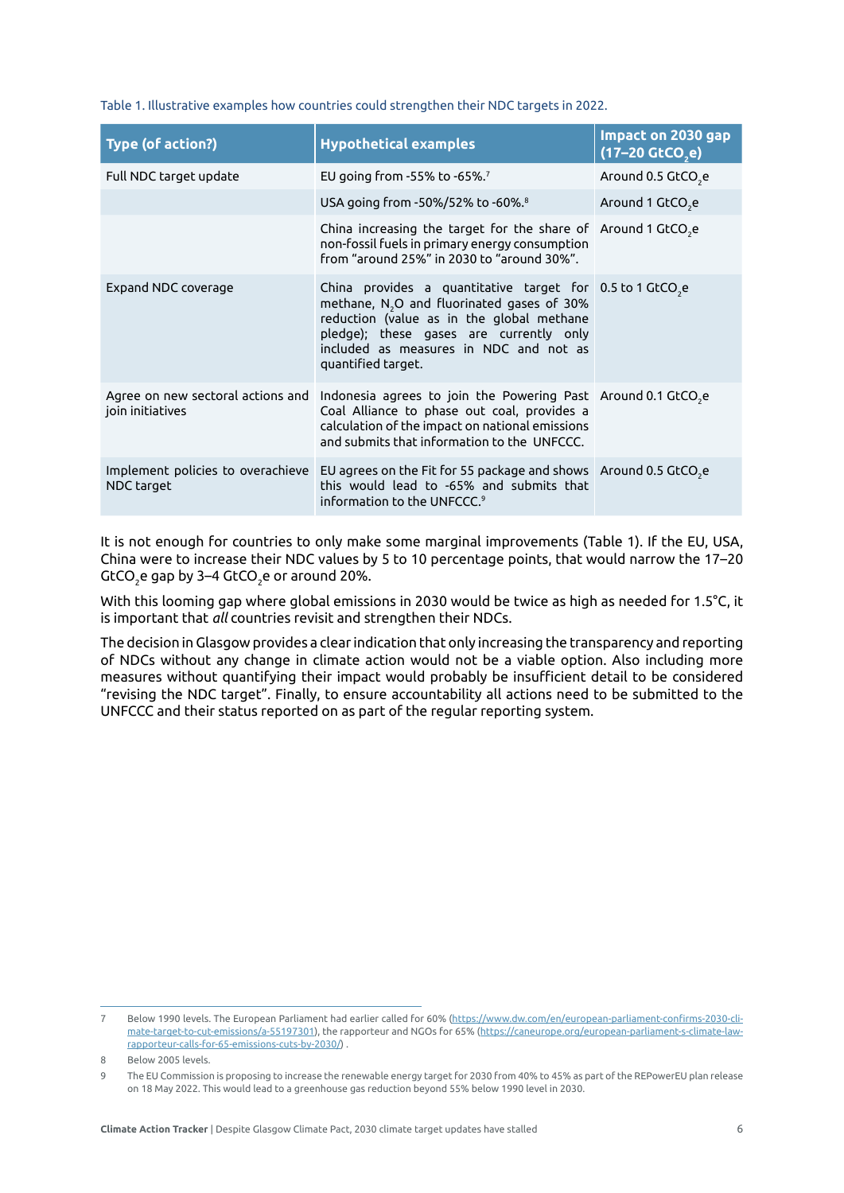Table 1. Illustrative examples how countries could strengthen their NDC targets in 2022.

| Type (of action?) | Hypothetical examples | Impact on 2030 gap (17–20 $GtCO_2e$) |
|---|---|---|
| Full NDC target update | EU going from -55% to -65%.[7] | Around 0.5 $GtCO_2e$ |
| | USA going from -50%/52% to -60%.[8] | Around 1 $GtCO_2e$ |
| | China increasing the target for the share of non-fossil fuels in primary energy consumption from "around 25%" in 2030 to "around 30%". | Around 1 $GtCO_2e$ |
| Expand NDC coverage | China provides a quantitative target for methane, $N_2O$ and fluorinated gases of 30% reduction (value as in the global methane pledge); these gases are currently only included as measures in NDC and not as quantified target. | 0.5 to 1 $GtCO_2e$ |
| Agree on new sectoral actions and join initiatives | Indonesia agrees to join the Powering Past Coal Alliance to phase out coal, provides a calculation of the impact on national emissions and submits that information to the UNFCCC. | Around 0.1 $GtCO_2e$ |
| Implement policies to overachieve NDC target | EU agrees on the Fit for 55 package and shows this would lead to -65% and submits that information to the UNFCCC.[9] | Around 0.5 $GtCO_2e$ |

It is not enough for countries to only make some marginal improvements (Table 1). If the EU, USA, China were to increase their NDC values by 5 to 10 percentage points, that would narrow the 17–20 $GtCO_2e$ gap by 3–4 $GtCO_2e$ or around 20%.

With this looming gap where global emissions in 2030 would be twice as high as needed for 1.5°C, it is important that *all* countries revisit and strengthen their NDCs.

The decision in Glasgow provides a clear indication that only increasing the transparency and reporting of NDCs without any change in climate action would not be a viable option. Also including more measures without quantifying their impact would probably be insufficient detail to be considered "revising the NDC target". Finally, to ensure accountability all actions need to be submitted to the UNFCCC and their status reported on as part of the regular reporting system.

---

7 Below 1990 levels. The European Parliament had earlier called for 60% (https://www.dw.com/en/european-parliament-confirms-2030-climate-target-to-cut-emissions/a-55197301), the rapporteur and NGOs for 65% (https://caneurope.org/european-parliament-s-climate-law-rapporteur-calls-for-65-emissions-cuts-by-2030/) .

8 Below 2005 levels.

9 The EU Commission is proposing to increase the renewable energy target for 2030 from 40% to 45% as part of the REPowerEU plan release on 18 May 2022. This would lead to a greenhouse gas reduction beyond 55% below 1990 level in 2030.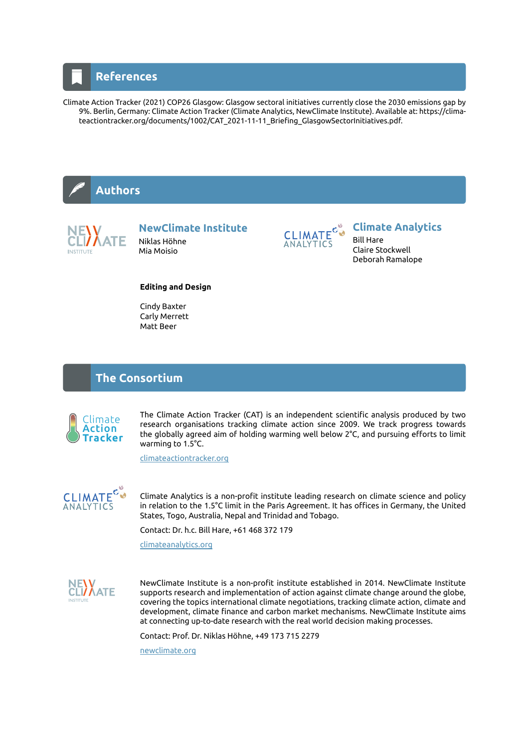## References

Climate Action Tracker (2021) COP26 Glasgow: Glasgow sectoral initiatives currently close the 2030 emissions gap by 9%. Berlin, Germany: Climate Action Tracker (Climate Analytics, NewClimate Institute). Available at: https://climateactiontracker.org/documents/1002/CAT_2021-11-11_Briefing_GlasgowSectorInitiatives.pdf.

## Authors

### NewClimate Institute

Niklas Höhne
Mia Moisio

### Climate Analytics

Bill Hare
Claire Stockwell
Deborah Ramalope

**Editing and Design**

Cindy Baxter
Carly Merrett
Matt Beer

## The Consortium

The Climate Action Tracker (CAT) is an independent scientific analysis produced by two research organisations tracking climate action since 2009. We track progress towards the globally agreed aim of holding warming well below 2°C, and pursuing efforts to limit warming to 1.5°C.

climateactiontracker.org

Climate Analytics is a non-profit institute leading research on climate science and policy in relation to the 1.5°C limit in the Paris Agreement. It has offices in Germany, the United States, Togo, Australia, Nepal and Trinidad and Tobago.

Contact: Dr. h.c. Bill Hare, +61 468 372 179

climateanalytics.org

NewClimate Institute is a non-profit institute established in 2014. NewClimate Institute supports research and implementation of action against climate change around the globe, covering the topics international climate negotiations, tracking climate action, climate and development, climate finance and carbon market mechanisms. NewClimate Institute aims at connecting up-to-date research with the real world decision making processes.

Contact: Prof. Dr. Niklas Höhne, +49 173 715 2279

newclimate.org